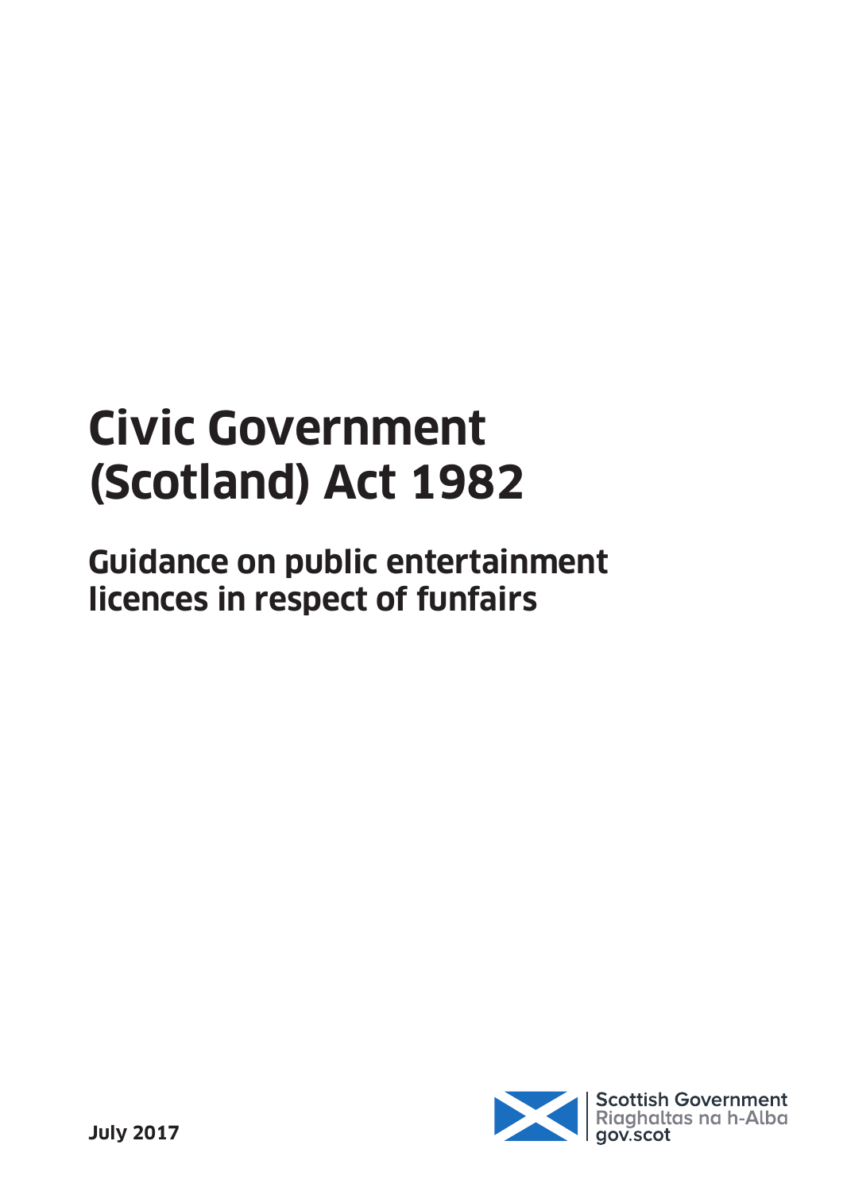# Civic Government (Scotland) Act 1982

## Guidance on public entertainment licences in respect of funfairs

**July 2017**

Scottish Government
Riaghaltas na h-Alba
gov.scot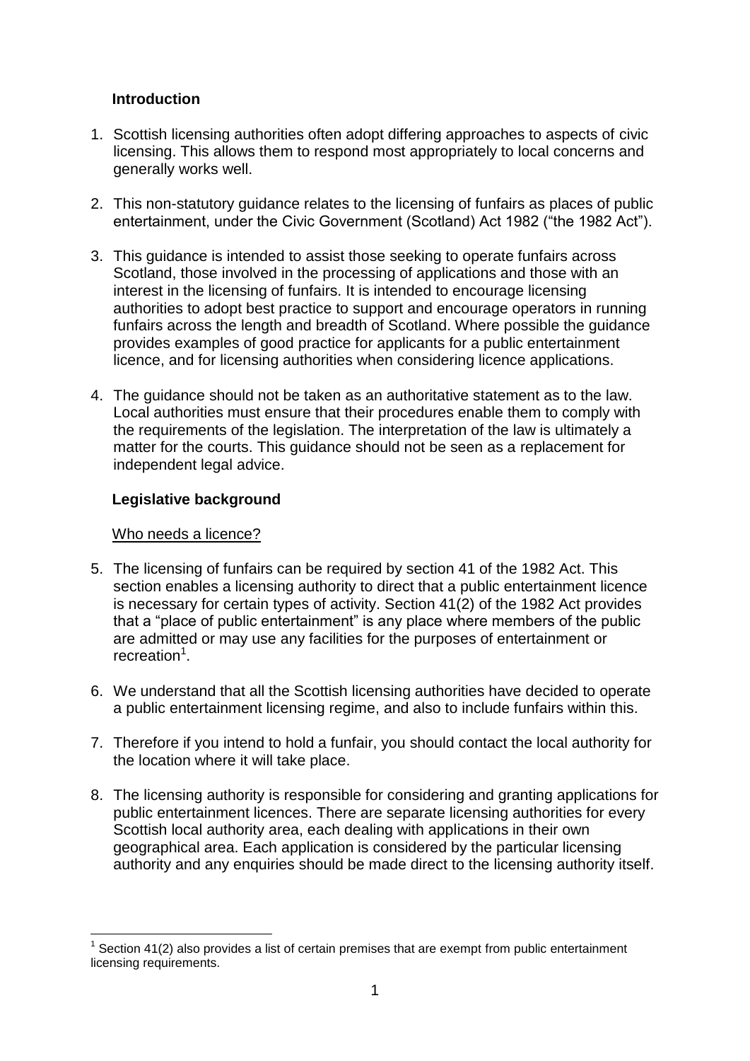## Introduction

1. Scottish licensing authorities often adopt differing approaches to aspects of civic licensing. This allows them to respond most appropriately to local concerns and generally works well.
2. This non-statutory guidance relates to the licensing of funfairs as places of public entertainment, under the Civic Government (Scotland) Act 1982 ("the 1982 Act").
3. This guidance is intended to assist those seeking to operate funfairs across Scotland, those involved in the processing of applications and those with an interest in the licensing of funfairs. It is intended to encourage licensing authorities to adopt best practice to support and encourage operators in running funfairs across the length and breadth of Scotland. Where possible the guidance provides examples of good practice for applicants for a public entertainment licence, and for licensing authorities when considering licence applications.
4. The guidance should not be taken as an authoritative statement as to the law. Local authorities must ensure that their procedures enable them to comply with the requirements of the legislation. The interpretation of the law is ultimately a matter for the courts. This guidance should not be seen as a replacement for independent legal advice.

## Legislative background

### Who needs a licence?

5. The licensing of funfairs can be required by section 41 of the 1982 Act. This section enables a licensing authority to direct that a public entertainment licence is necessary for certain types of activity. Section 41(2) of the 1982 Act provides that a "place of public entertainment" is any place where members of the public are admitted or may use any facilities for the purposes of entertainment or recreation[1].
6. We understand that all the Scottish licensing authorities have decided to operate a public entertainment licensing regime, and also to include funfairs within this.
7. Therefore if you intend to hold a funfair, you should contact the local authority for the location where it will take place.
8. The licensing authority is responsible for considering and granting applications for public entertainment licences. There are separate licensing authorities for every Scottish local authority area, each dealing with applications in their own geographical area. Each application is considered by the particular licensing authority and any enquiries should be made direct to the licensing authority itself.

[1] Section 41(2) also provides a list of certain premises that are exempt from public entertainment licensing requirements.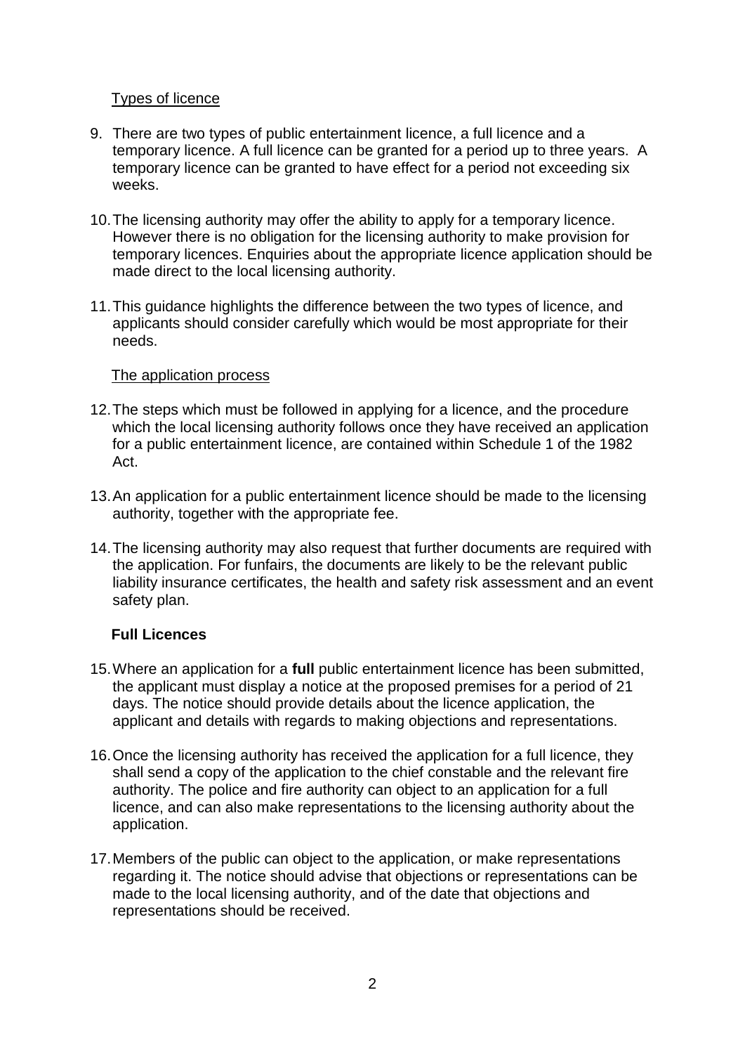Types of licence

9. There are two types of public entertainment licence, a full licence and a temporary licence. A full licence can be granted for a period up to three years. A temporary licence can be granted to have effect for a period not exceeding six weeks.

10. The licensing authority may offer the ability to apply for a temporary licence. However there is no obligation for the licensing authority to make provision for temporary licences. Enquiries about the appropriate licence application should be made direct to the local licensing authority.

11. This guidance highlights the difference between the two types of licence, and applicants should consider carefully which would be most appropriate for their needs.

The application process

12. The steps which must be followed in applying for a licence, and the procedure which the local licensing authority follows once they have received an application for a public entertainment licence, are contained within Schedule 1 of the 1982 Act.

13. An application for a public entertainment licence should be made to the licensing authority, together with the appropriate fee.

14. The licensing authority may also request that further documents are required with the application. For funfairs, the documents are likely to be the relevant public liability insurance certificates, the health and safety risk assessment and an event safety plan.

### Full Licences

15. Where an application for a **full** public entertainment licence has been submitted, the applicant must display a notice at the proposed premises for a period of 21 days. The notice should provide details about the licence application, the applicant and details with regards to making objections and representations.

16. Once the licensing authority has received the application for a full licence, they shall send a copy of the application to the chief constable and the relevant fire authority. The police and fire authority can object to an application for a full licence, and can also make representations to the licensing authority about the application.

17. Members of the public can object to the application, or make representations regarding it. The notice should advise that objections or representations can be made to the local licensing authority, and of the date that objections and representations should be received.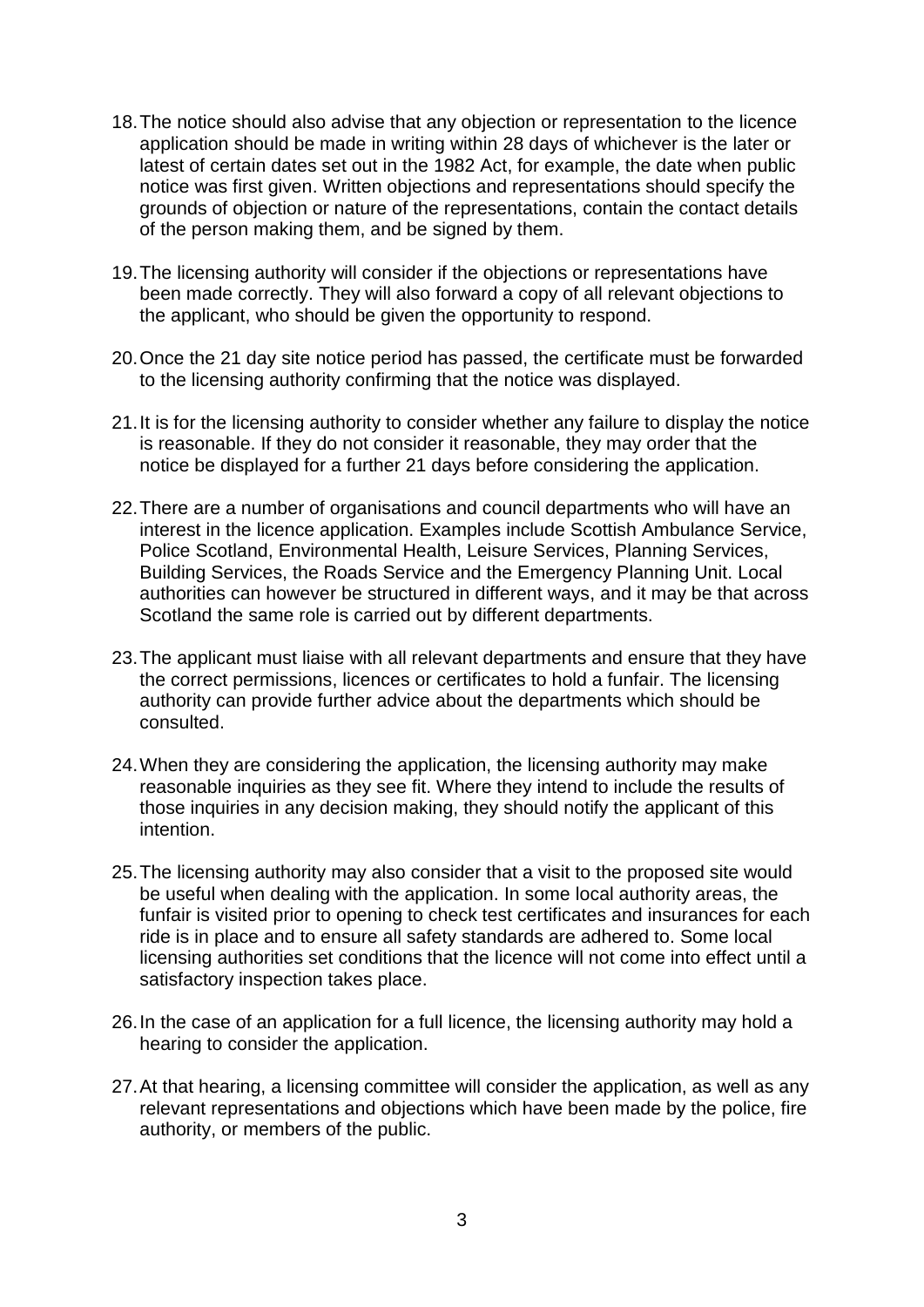18. The notice should also advise that any objection or representation to the licence application should be made in writing within 28 days of whichever is the later or latest of certain dates set out in the 1982 Act, for example, the date when public notice was first given. Written objections and representations should specify the grounds of objection or nature of the representations, contain the contact details of the person making them, and be signed by them.

19. The licensing authority will consider if the objections or representations have been made correctly. They will also forward a copy of all relevant objections to the applicant, who should be given the opportunity to respond.

20. Once the 21 day site notice period has passed, the certificate must be forwarded to the licensing authority confirming that the notice was displayed.

21. It is for the licensing authority to consider whether any failure to display the notice is reasonable. If they do not consider it reasonable, they may order that the notice be displayed for a further 21 days before considering the application.

22. There are a number of organisations and council departments who will have an interest in the licence application. Examples include Scottish Ambulance Service, Police Scotland, Environmental Health, Leisure Services, Planning Services, Building Services, the Roads Service and the Emergency Planning Unit. Local authorities can however be structured in different ways, and it may be that across Scotland the same role is carried out by different departments.

23. The applicant must liaise with all relevant departments and ensure that they have the correct permissions, licences or certificates to hold a funfair. The licensing authority can provide further advice about the departments which should be consulted.

24. When they are considering the application, the licensing authority may make reasonable inquiries as they see fit. Where they intend to include the results of those inquiries in any decision making, they should notify the applicant of this intention.

25. The licensing authority may also consider that a visit to the proposed site would be useful when dealing with the application. In some local authority areas, the funfair is visited prior to opening to check test certificates and insurances for each ride is in place and to ensure all safety standards are adhered to. Some local licensing authorities set conditions that the licence will not come into effect until a satisfactory inspection takes place.

26. In the case of an application for a full licence, the licensing authority may hold a hearing to consider the application.

27. At that hearing, a licensing committee will consider the application, as well as any relevant representations and objections which have been made by the police, fire authority, or members of the public.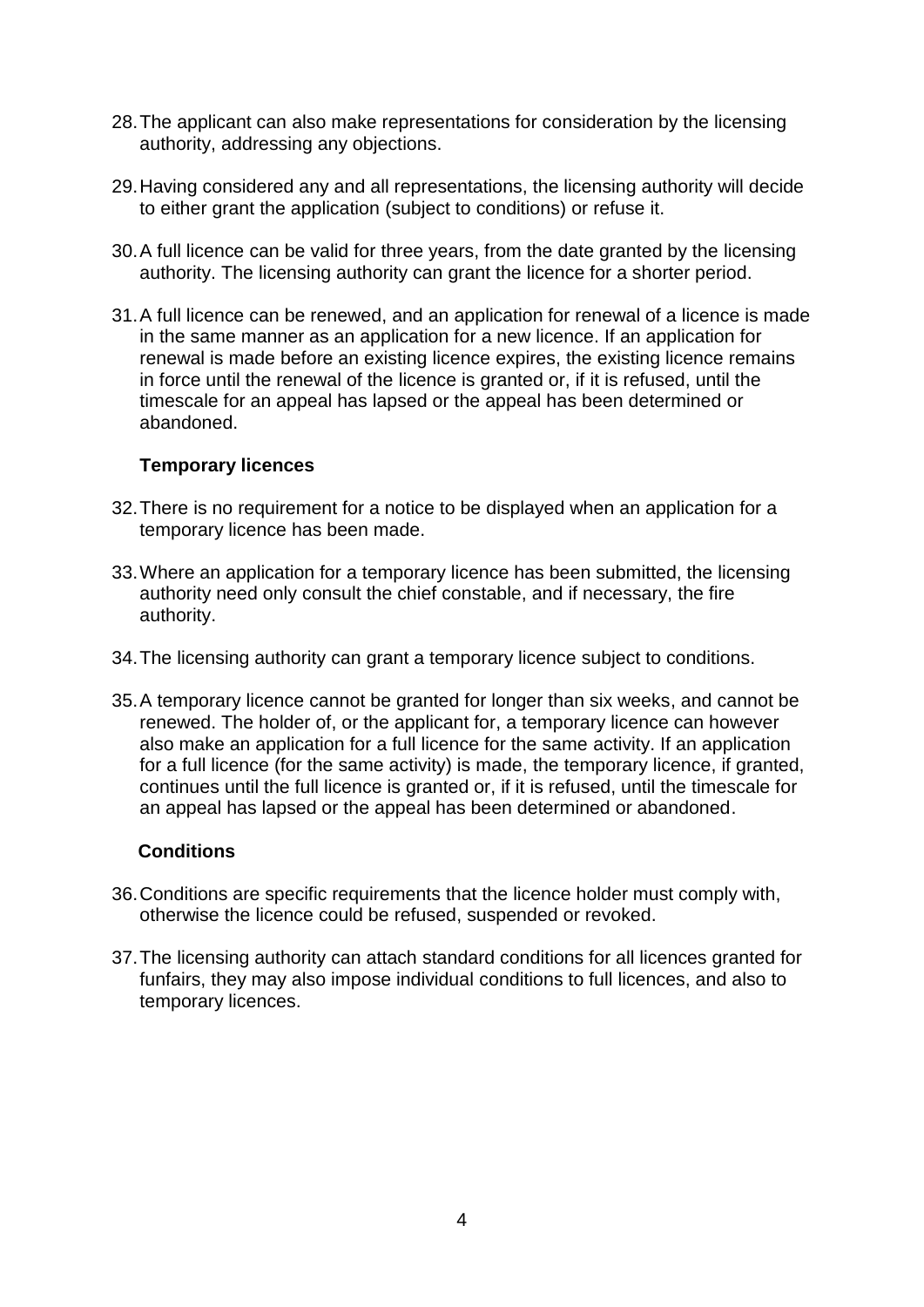28. The applicant can also make representations for consideration by the licensing authority, addressing any objections.

29. Having considered any and all representations, the licensing authority will decide to either grant the application (subject to conditions) or refuse it.

30. A full licence can be valid for three years, from the date granted by the licensing authority. The licensing authority can grant the licence for a shorter period.

31. A full licence can be renewed, and an application for renewal of a licence is made in the same manner as an application for a new licence. If an application for renewal is made before an existing licence expires, the existing licence remains in force until the renewal of the licence is granted or, if it is refused, until the timescale for an appeal has lapsed or the appeal has been determined or abandoned.

**Temporary licences**

32. There is no requirement for a notice to be displayed when an application for a temporary licence has been made.

33. Where an application for a temporary licence has been submitted, the licensing authority need only consult the chief constable, and if necessary, the fire authority.

34. The licensing authority can grant a temporary licence subject to conditions.

35. A temporary licence cannot be granted for longer than six weeks, and cannot be renewed. The holder of, or the applicant for, a temporary licence can however also make an application for a full licence for the same activity. If an application for a full licence (for the same activity) is made, the temporary licence, if granted, continues until the full licence is granted or, if it is refused, until the timescale for an appeal has lapsed or the appeal has been determined or abandoned.

**Conditions**

36. Conditions are specific requirements that the licence holder must comply with, otherwise the licence could be refused, suspended or revoked.

37. The licensing authority can attach standard conditions for all licences granted for funfairs, they may also impose individual conditions to full licences, and also to temporary licences.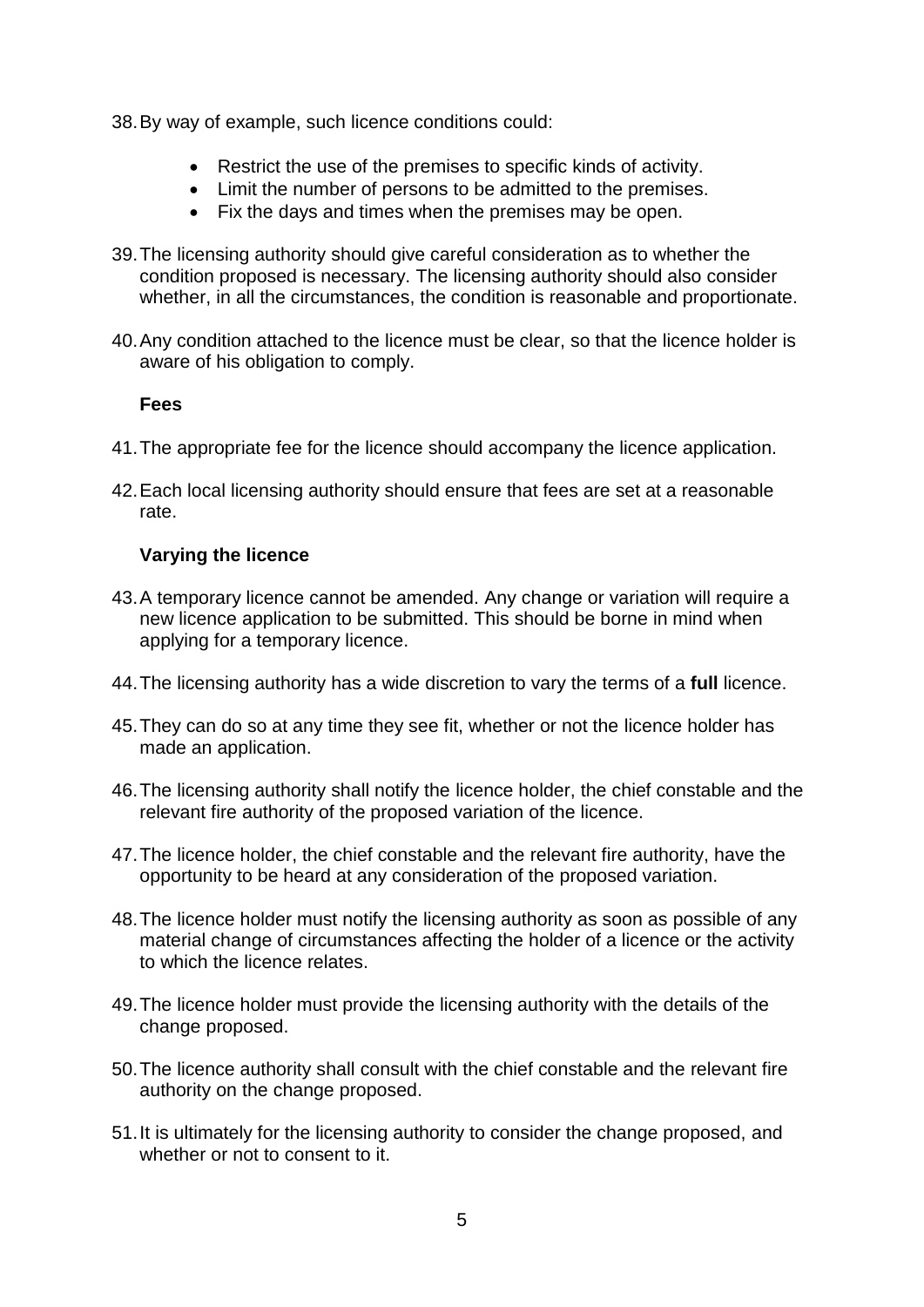38. By way of example, such licence conditions could:

    - Restrict the use of the premises to specific kinds of activity.
    - Limit the number of persons to be admitted to the premises.
    - Fix the days and times when the premises may be open.

39. The licensing authority should give careful consideration as to whether the condition proposed is necessary. The licensing authority should also consider whether, in all the circumstances, the condition is reasonable and proportionate.

40. Any condition attached to the licence must be clear, so that the licence holder is aware of his obligation to comply.

**Fees**

41. The appropriate fee for the licence should accompany the licence application.

42. Each local licensing authority should ensure that fees are set at a reasonable rate.

**Varying the licence**

43. A temporary licence cannot be amended. Any change or variation will require a new licence application to be submitted. This should be borne in mind when applying for a temporary licence.

44. The licensing authority has a wide discretion to vary the terms of a **full** licence.

45. They can do so at any time they see fit, whether or not the licence holder has made an application.

46. The licensing authority shall notify the licence holder, the chief constable and the relevant fire authority of the proposed variation of the licence.

47. The licence holder, the chief constable and the relevant fire authority, have the opportunity to be heard at any consideration of the proposed variation.

48. The licence holder must notify the licensing authority as soon as possible of any material change of circumstances affecting the holder of a licence or the activity to which the licence relates.

49. The licence holder must provide the licensing authority with the details of the change proposed.

50. The licence authority shall consult with the chief constable and the relevant fire authority on the change proposed.

51. It is ultimately for the licensing authority to consider the change proposed, and whether or not to consent to it.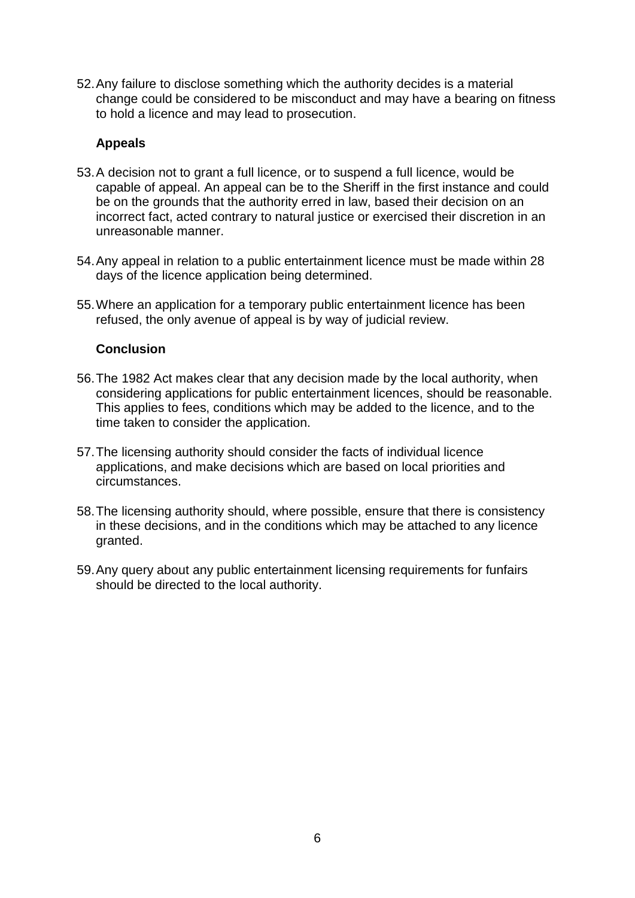52. Any failure to disclose something which the authority decides is a material change could be considered to be misconduct and may have a bearing on fitness to hold a licence and may lead to prosecution.

### Appeals

53. A decision not to grant a full licence, or to suspend a full licence, would be capable of appeal. An appeal can be to the Sheriff in the first instance and could be on the grounds that the authority erred in law, based their decision on an incorrect fact, acted contrary to natural justice or exercised their discretion in an unreasonable manner.

54. Any appeal in relation to a public entertainment licence must be made within 28 days of the licence application being determined.

55. Where an application for a temporary public entertainment licence has been refused, the only avenue of appeal is by way of judicial review.

### Conclusion

56. The 1982 Act makes clear that any decision made by the local authority, when considering applications for public entertainment licences, should be reasonable. This applies to fees, conditions which may be added to the licence, and to the time taken to consider the application.

57. The licensing authority should consider the facts of individual licence applications, and make decisions which are based on local priorities and circumstances.

58. The licensing authority should, where possible, ensure that there is consistency in these decisions, and in the conditions which may be attached to any licence granted.

59. Any query about any public entertainment licensing requirements for funfairs should be directed to the local authority.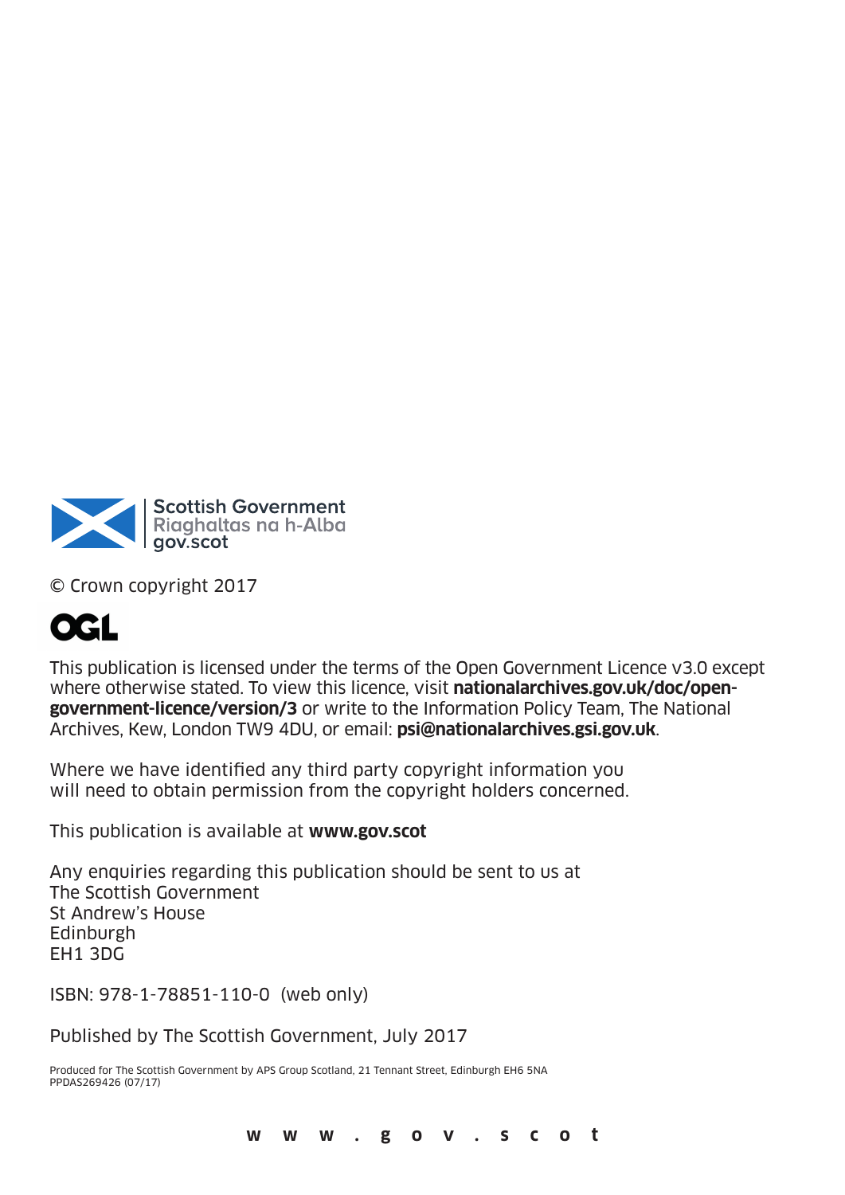Scottish Government
Riaghaltas na h-Alba
gov.scot

© Crown copyright 2017

OGL

This publication is licensed under the terms of the Open Government Licence v3.0 except where otherwise stated. To view this licence, visit **nationalarchives.gov.uk/doc/open-government-licence/version/3** or write to the Information Policy Team, The National Archives, Kew, London TW9 4DU, or email: **psi@nationalarchives.gsi.gov.uk**.

Where we have identified any third party copyright information you will need to obtain permission from the copyright holders concerned.

This publication is available at **www.gov.scot**

Any enquiries regarding this publication should be sent to us at
The Scottish Government
St Andrew's House
Edinburgh
EH1 3DG

ISBN: 978-1-78851-110-0 (web only)

Published by The Scottish Government, July 2017

Produced for The Scottish Government by APS Group Scotland, 21 Tennant Street, Edinburgh EH6 5NA
PPDAS269426 (07/17)

**w w w . g o v . s c o t**